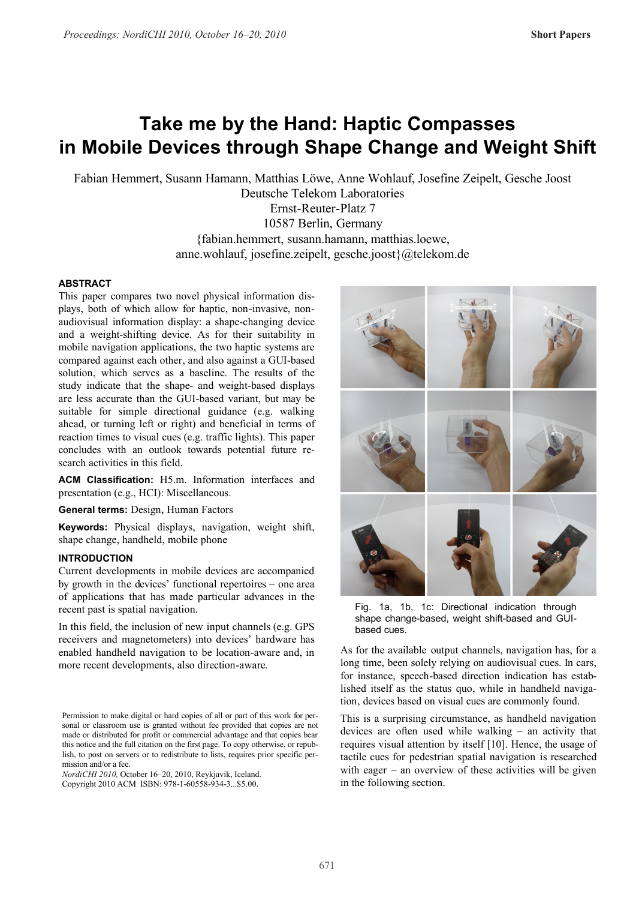# Take me by the Hand: Haptic Compasses in Mobile Devices through Shape Change and Weight Shift

Fabian Hemmert, Susann Hamann, Matthias Löwe, Anne Wohlauf, Josefine Zeipelt, Gesche Joost
Deutsche Telekom Laboratories
Ernst-Reuter-Platz 7
10587 Berlin, Germany
{fabian.hemmert, susann.hamann, matthias.loewe, anne.wohlauf, josefine.zeipelt, gesche.joost}@telekom.de

## ABSTRACT

This paper compares two novel physical information displays, both of which allow for haptic, non-invasive, non-audiovisual information display: a shape-changing device and a weight-shifting device. As for their suitability in mobile navigation applications, the two haptic systems are compared against each other, and also against a GUI-based solution, which serves as a baseline. The results of the study indicate that the shape- and weight-based displays are less accurate than the GUI-based variant, but may be suitable for simple directional guidance (e.g. walking ahead, or turning left or right) and beneficial in terms of reaction times to visual cues (e.g. traffic lights). This paper concludes with an outlook towards potential future research activities in this field.

**ACM Classification:** H5.m. Information interfaces and presentation (e.g., HCI): Miscellaneous.

**General terms:** Design, Human Factors

**Keywords:** Physical displays, navigation, weight shift, shape change, handheld, mobile phone

## INTRODUCTION

Current developments in mobile devices are accompanied by growth in the devices' functional repertoires – one area of applications that has made particular advances in the recent past is spatial navigation.

In this field, the inclusion of new input channels (e.g. GPS receivers and magnetometers) into devices' hardware has enabled handheld navigation to be location-aware and, in more recent developments, also direction-aware.

Permission to make digital or hard copies of all or part of this work for personal or classroom use is granted without fee provided that copies are not made or distributed for profit or commercial advantage and that copies bear this notice and the full citation on the first page. To copy otherwise, or republish, to post on servers or to redistribute to lists, requires prior specific permission and/or a fee.
*NordiCHI 2010*, October 16–20, 2010, Reykjavik, Iceland.
Copyright 2010 ACM ISBN: 978-1-60558-934-3...$5.00.

Fig. 1a, 1b, 1c: Directional indication through shape change-based, weight shift-based and GUI-based cues.

As for the available output channels, navigation has, for a long time, been solely relying on audiovisual cues. In cars, for instance, speech-based direction indication has established itself as the status quo, while in handheld navigation, devices based on visual cues are commonly found.

This is a surprising circumstance, as handheld navigation devices are often used while walking – an activity that requires visual attention by itself [10]. Hence, the usage of tactile cues for pedestrian spatial navigation is researched with eager – an overview of these activities will be given in the following section.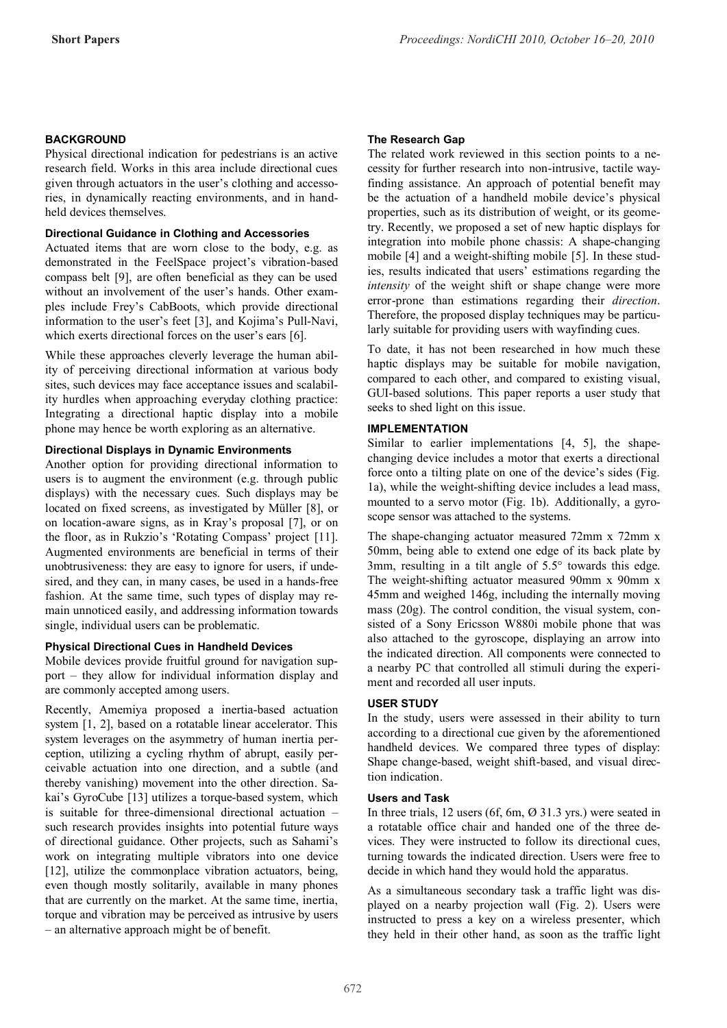## BACKGROUND

Physical directional indication for pedestrians is an active research field. Works in this area include directional cues given through actuators in the user's clothing and accessories, in dynamically reacting environments, and in handheld devices themselves.

### Directional Guidance in Clothing and Accessories

Actuated items that are worn close to the body, e.g. as demonstrated in the FeelSpace project's vibration-based compass belt [9], are often beneficial as they can be used without an involvement of the user's hands. Other examples include Frey's CabBoots, which provide directional information to the user's feet [3], and Kojima's Pull-Navi, which exerts directional forces on the user's ears [6].

While these approaches cleverly leverage the human ability of perceiving directional information at various body sites, such devices may face acceptance issues and scalability hurdles when approaching everyday clothing practice: Integrating a directional haptic display into a mobile phone may hence be worth exploring as an alternative.

### Directional Displays in Dynamic Environments

Another option for providing directional information to users is to augment the environment (e.g. through public displays) with the necessary cues. Such displays may be located on fixed screens, as investigated by Müller [8], or on location-aware signs, as in Kray's proposal [7], or on the floor, as in Rukzio's 'Rotating Compass' project [11]. Augmented environments are beneficial in terms of their unobtrusiveness: they are easy to ignore for users, if undesired, and they can, in many cases, be used in a hands-free fashion. At the same time, such types of display may remain unnoticed easily, and addressing information towards single, individual users can be problematic.

### Physical Directional Cues in Handheld Devices

Mobile devices provide fruitful ground for navigation support – they allow for individual information display and are commonly accepted among users.

Recently, Amemiya proposed a inertia-based actuation system [1, 2], based on a rotatable linear accelerator. This system leverages on the asymmetry of human inertia perception, utilizing a cycling rhythm of abrupt, easily perceivable actuation into one direction, and a subtle (and thereby vanishing) movement into the other direction. Sakai's GyroCube [13] utilizes a torque-based system, which is suitable for three-dimensional directional actuation – such research provides insights into potential future ways of directional guidance. Other projects, such as Sahami's work on integrating multiple vibrators into one device [12], utilize the commonplace vibration actuators, being, even though mostly solitarily, available in many phones that are currently on the market. At the same time, inertia, torque and vibration may be perceived as intrusive by users – an alternative approach might be of benefit.

### The Research Gap

The related work reviewed in this section points to a necessity for further research into non-intrusive, tactile wayfinding assistance. An approach of potential benefit may be the actuation of a handheld mobile device's physical properties, such as its distribution of weight, or its geometry. Recently, we proposed a set of new haptic displays for integration into mobile phone chassis: A shape-changing mobile [4] and a weight-shifting mobile [5]. In these studies, results indicated that users' estimations regarding the *intensity* of the weight shift or shape change were more error-prone than estimations regarding their *direction*. Therefore, the proposed display techniques may be particularly suitable for providing users with wayfinding cues.

To date, it has not been researched in how much these haptic displays may be suitable for mobile navigation, compared to each other, and compared to existing visual, GUI-based solutions. This paper reports a user study that seeks to shed light on this issue.

## IMPLEMENTATION

Similar to earlier implementations [4, 5], the shape-changing device includes a motor that exerts a directional force onto a tilting plate on one of the device's sides (Fig. 1a), while the weight-shifting device includes a lead mass, mounted to a servo motor (Fig. 1b). Additionally, a gyroscope sensor was attached to the systems.

The shape-changing actuator measured 72mm x 72mm x 50mm, being able to extend one edge of its back plate by 3mm, resulting in a tilt angle of 5.5° towards this edge. The weight-shifting actuator measured 90mm x 90mm x 45mm and weighed 146g, including the internally moving mass (20g). The control condition, the visual system, consisted of a Sony Ericsson W880i mobile phone that was also attached to the gyroscope, displaying an arrow into the indicated direction. All components were connected to a nearby PC that controlled all stimuli during the experiment and recorded all user inputs.

## USER STUDY

In the study, users were assessed in their ability to turn according to a directional cue given by the aforementioned handheld devices. We compared three types of display: Shape change-based, weight shift-based, and visual direction indication.

### Users and Task

In three trials, 12 users (6f, 6m, Ø 31.3 yrs.) were seated in a rotatable office chair and handed one of the three devices. They were instructed to follow its directional cues, turning towards the indicated direction. Users were free to decide in which hand they would hold the apparatus.

As a simultaneous secondary task a traffic light was displayed on a nearby projection wall (Fig. 2). Users were instructed to press a key on a wireless presenter, which they held in their other hand, as soon as the traffic light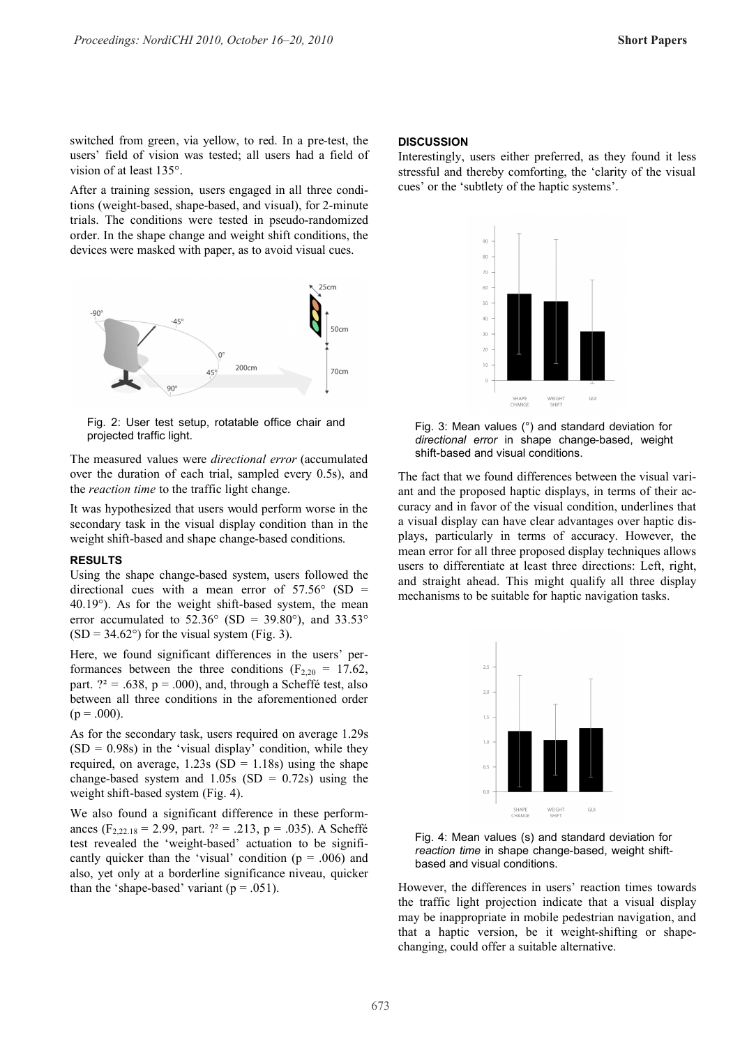switched from green, via yellow, to red. In a pre-test, the users' field of vision was tested; all users had a field of vision of at least 135°.

After a training session, users engaged in all three conditions (weight-based, shape-based, and visual), for 2-minute trials. The conditions were tested in pseudo-randomized order. In the shape change and weight shift conditions, the devices were masked with paper, as to avoid visual cues.

Fig. 2: User test setup, rotatable office chair and projected traffic light.

The measured values were *directional error* (accumulated over the duration of each trial, sampled every 0.5s), and the *reaction time* to the traffic light change.

It was hypothesized that users would perform worse in the secondary task in the visual display condition than in the weight shift-based and shape change-based conditions.

### RESULTS

Using the shape change-based system, users followed the directional cues with a mean error of 57.56° (SD = 40.19°). As for the weight shift-based system, the mean error accumulated to 52.36° (SD = 39.80°), and 33.53° (SD = 34.62°) for the visual system (Fig. 3).

Here, we found significant differences in the users' performances between the three conditions ($F_{2,20}$ = 17.62, part. ?² = .638, p = .000), and, through a Scheffé test, also between all three conditions in the aforementioned order (p = .000).

As for the secondary task, users required on average 1.29s (SD = 0.98s) in the 'visual display' condition, while they required, on average, 1.23s (SD = 1.18s) using the shape change-based system and 1.05s (SD = 0.72s) using the weight shift-based system (Fig. 4).

We also found a significant difference in these performances ($F_{2,22.18}$ = 2.99, part. ?² = .213, p = .035). A Scheffé test revealed the 'weight-based' actuation to be significantly quicker than the 'visual' condition (p = .006) and also, yet only at a borderline significance niveau, quicker than the 'shape-based' variant (p = .051).

### DISCUSSION

Interestingly, users either preferred, as they found it less stressful and thereby comforting, the 'clarity of the visual cues' or the 'subtlety of the haptic systems'.

Fig. 3: Mean values (°) and standard deviation for *directional error* in shape change-based, weight shift-based and visual conditions.

The fact that we found differences between the visual variant and the proposed haptic displays, in terms of their accuracy and in favor of the visual condition, underlines that a visual display can have clear advantages over haptic displays, particularly in terms of accuracy. However, the mean error for all three proposed display techniques allows users to differentiate at least three directions: Left, right, and straight ahead. This might qualify all three display mechanisms to be suitable for haptic navigation tasks.

Fig. 4: Mean values (s) and standard deviation for *reaction time* in shape change-based, weight shift-based and visual conditions.

However, the differences in users' reaction times towards the traffic light projection indicate that a visual display may be inappropriate in mobile pedestrian navigation, and that a haptic version, be it weight-shifting or shape-changing, could offer a suitable alternative.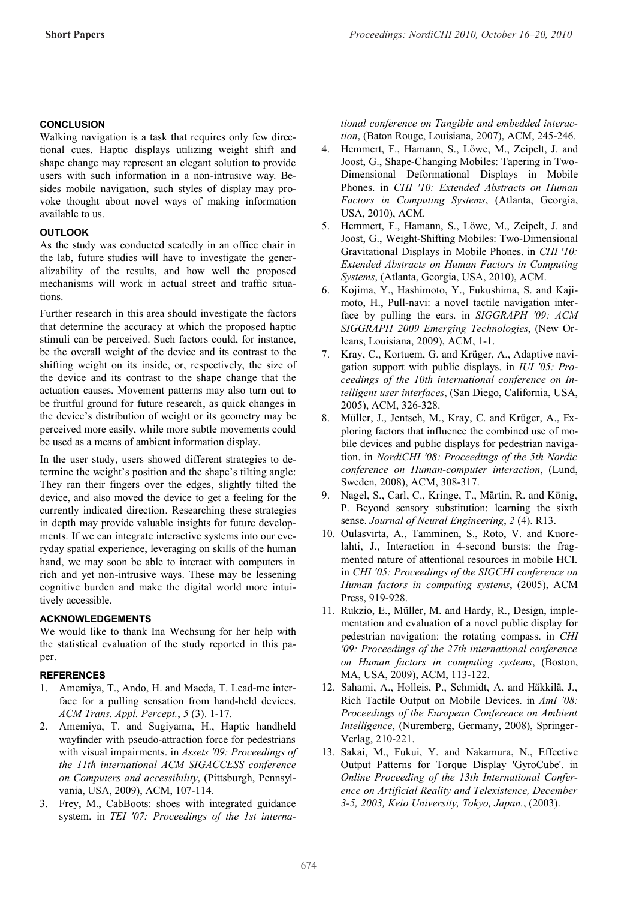## CONCLUSION

Walking navigation is a task that requires only few directional cues. Haptic displays utilizing weight shift and shape change may represent an elegant solution to provide users with such information in a non-intrusive way. Besides mobile navigation, such styles of display may provoke thought about novel ways of making information available to us.

## OUTLOOK

As the study was conducted seatedly in an office chair in the lab, future studies will have to investigate the generalizability of the results, and how well the proposed mechanisms will work in actual street and traffic situations.

Further research in this area should investigate the factors that determine the accuracy at which the proposed haptic stimuli can be perceived. Such factors could, for instance, be the overall weight of the device and its contrast to the shifting weight on its inside, or, respectively, the size of the device and its contrast to the shape change that the actuation causes. Movement patterns may also turn out to be fruitful ground for future research, as quick changes in the device's distribution of weight or its geometry may be perceived more easily, while more subtle movements could be used as a means of ambient information display.

In the user study, users showed different strategies to determine the weight's position and the shape's tilting angle: They ran their fingers over the edges, slightly tilted the device, and also moved the device to get a feeling for the currently indicated direction. Researching these strategies in depth may provide valuable insights for future developments. If we can integrate interactive systems into our everyday spatial experience, leveraging on skills of the human hand, we may soon be able to interact with computers in rich and yet non-intrusive ways. These may be lessening cognitive burden and make the digital world more intuitively accessible.

## ACKNOWLEDGEMENTS

We would like to thank Ina Wechsung for her help with the statistical evaluation of the study reported in this paper.

## REFERENCES

1. Amemiya, T., Ando, H. and Maeda, T. Lead-me interface for a pulling sensation from hand-held devices. *ACM Trans. Appl. Percept.*, *5* (3). 1-17.
2. Amemiya, T. and Sugiyama, H., Haptic handheld wayfinder with pseudo-attraction force for pedestrians with visual impairments. in *Assets '09: Proceedings of the 11th international ACM SIGACCESS conference on Computers and accessibility*, (Pittsburgh, Pennsylvania, USA, 2009), ACM, 107-114.
3. Frey, M., CabBoots: shoes with integrated guidance system. in *TEI '07: Proceedings of the 1st international conference on Tangible and embedded interaction*, (Baton Rouge, Louisiana, 2007), ACM, 245-246.
4. Hemmert, F., Hamann, S., Löwe, M., Zeipelt, J. and Joost, G., Shape-Changing Mobiles: Tapering in Two-Dimensional Deformational Displays in Mobile Phones. in *CHI '10: Extended Abstracts on Human Factors in Computing Systems*, (Atlanta, Georgia, USA, 2010), ACM.
5. Hemmert, F., Hamann, S., Löwe, M., Zeipelt, J. and Joost, G., Weight-Shifting Mobiles: Two-Dimensional Gravitational Displays in Mobile Phones. in *CHI '10: Extended Abstracts on Human Factors in Computing Systems*, (Atlanta, Georgia, USA, 2010), ACM.
6. Kojima, Y., Hashimoto, Y., Fukushima, S. and Kajimoto, H., Pull-navi: a novel tactile navigation interface by pulling the ears. in *SIGGRAPH '09: ACM SIGGRAPH 2009 Emerging Technologies*, (New Orleans, Louisiana, 2009), ACM, 1-1.
7. Kray, C., Kortuem, G. and Krüger, A., Adaptive navigation support with public displays. in *IUI '05: Proceedings of the 10th international conference on Intelligent user interfaces*, (San Diego, California, USA, 2005), ACM, 326-328.
8. Müller, J., Jentsch, M., Kray, C. and Krüger, A., Exploring factors that influence the combined use of mobile devices and public displays for pedestrian navigation. in *NordiCHI '08: Proceedings of the 5th Nordic conference on Human-computer interaction*, (Lund, Sweden, 2008), ACM, 308-317.
9. Nagel, S., Carl, C., Kringe, T., Märtin, R. and König, P. Beyond sensory substitution: learning the sixth sense. *Journal of Neural Engineering*, *2* (4). R13.
10. Oulasvirta, A., Tamminen, S., Roto, V. and Kuorelahti, J., Interaction in 4-second bursts: the fragmented nature of attentional resources in mobile HCI. in *CHI '05: Proceedings of the SIGCHI conference on Human factors in computing systems*, (2005), ACM Press, 919-928.
11. Rukzio, E., Müller, M. and Hardy, R., Design, implementation and evaluation of a novel public display for pedestrian navigation: the rotating compass. in *CHI '09: Proceedings of the 27th international conference on Human factors in computing systems*, (Boston, MA, USA, 2009), ACM, 113-122.
12. Sahami, A., Holleis, P., Schmidt, A. and Häkkilä, J., Rich Tactile Output on Mobile Devices. in *AmI '08: Proceedings of the European Conference on Ambient Intelligence*, (Nuremberg, Germany, 2008), Springer-Verlag, 210-221.
13. Sakai, M., Fukui, Y. and Nakamura, N., Effective Output Patterns for Torque Display 'GyroCube'. in *Online Proceeding of the 13th International Conference on Artificial Reality and Telexistence, December 3-5, 2003, Keio University, Tokyo, Japan.*, (2003).